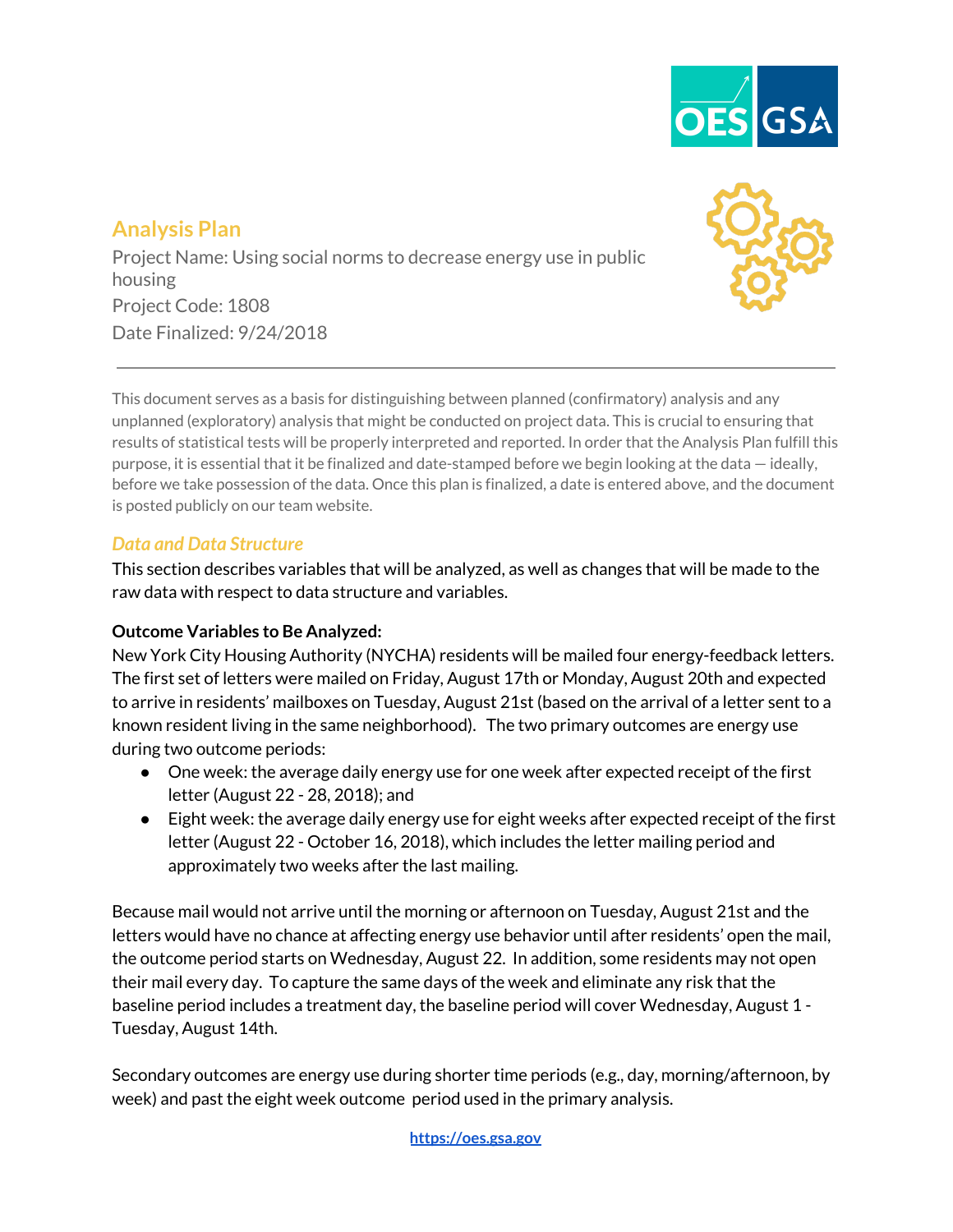# Analysis Plan

Project Name: Using social norms to decrease energy use in public housing
Project Code: 1808
Date Finalized: 9/24/2018

---

This document serves as a basis for distinguishing between planned (confirmatory) analysis and any unplanned (exploratory) analysis that might be conducted on project data. This is crucial to ensuring that results of statistical tests will be properly interpreted and reported. In order that the Analysis Plan fulfill this purpose, it is essential that it be finalized and date-stamped before we begin looking at the data — ideally, before we take possession of the data. Once this plan is finalized, a date is entered above, and the document is posted publicly on our team website.

## *Data and Data Structure*

This section describes variables that will be analyzed, as well as changes that will be made to the raw data with respect to data structure and variables.

**Outcome Variables to Be Analyzed:**

New York City Housing Authority (NYCHA) residents will be mailed four energy-feedback letters. The first set of letters were mailed on Friday, August 17th or Monday, August 20th and expected to arrive in residents' mailboxes on Tuesday, August 21st (based on the arrival of a letter sent to a known resident living in the same neighborhood). The two primary outcomes are energy use during two outcome periods:

- One week: the average daily energy use for one week after expected receipt of the first letter (August 22 - 28, 2018); and
- Eight week: the average daily energy use for eight weeks after expected receipt of the first letter (August 22 - October 16, 2018), which includes the letter mailing period and approximately two weeks after the last mailing.

Because mail would not arrive until the morning or afternoon on Tuesday, August 21st and the letters would have no chance at affecting energy use behavior until after residents' open the mail, the outcome period starts on Wednesday, August 22. In addition, some residents may not open their mail every day. To capture the same days of the week and eliminate any risk that the baseline period includes a treatment day, the baseline period will cover Wednesday, August 1 - Tuesday, August 14th.

Secondary outcomes are energy use during shorter time periods (e.g., day, morning/afternoon, by week) and past the eight week outcome period used in the primary analysis.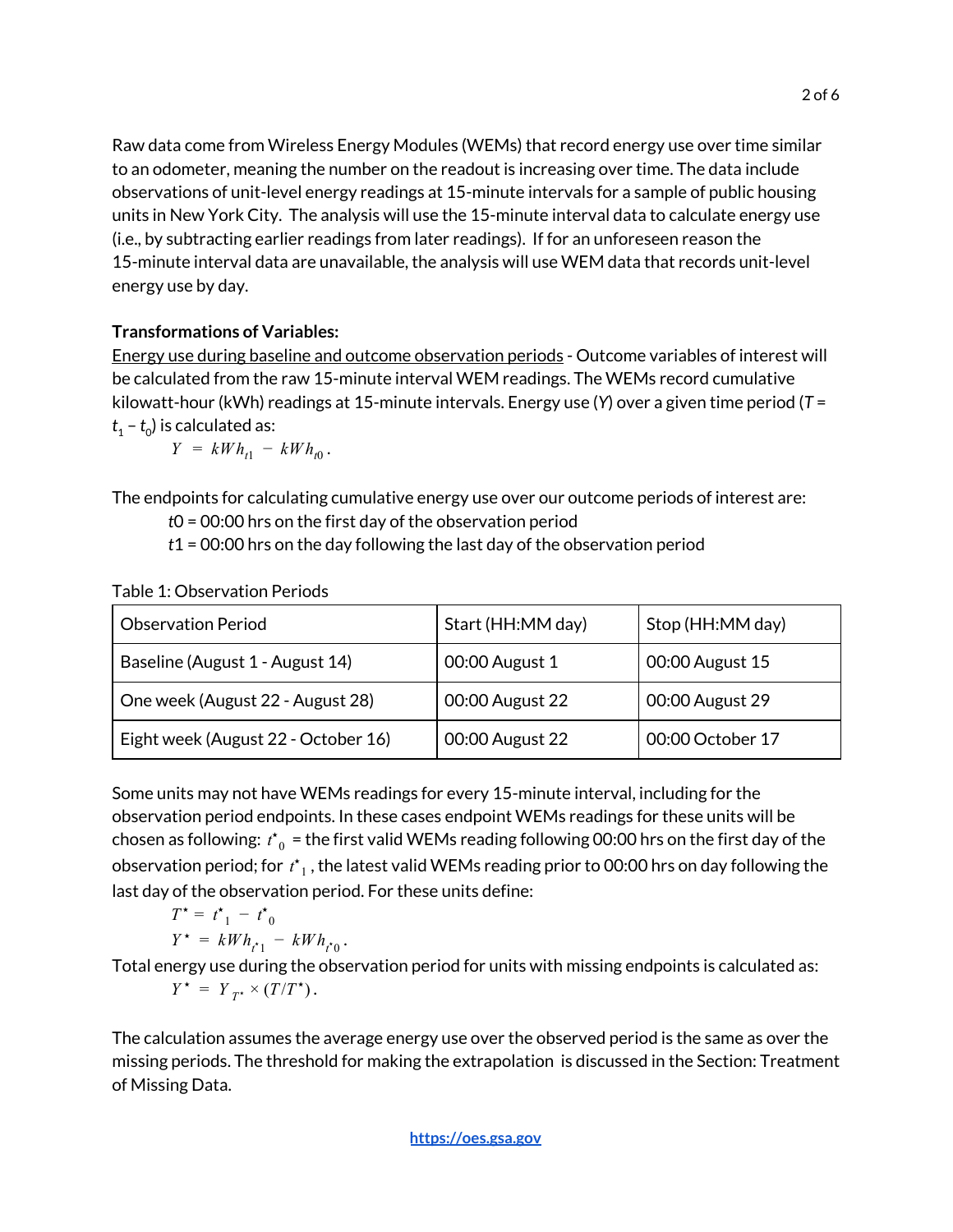Raw data come from Wireless Energy Modules (WEMs) that record energy use over time similar to an odometer, meaning the number on the readout is increasing over time. The data include observations of unit-level energy readings at 15-minute intervals for a sample of public housing units in New York City. The analysis will use the 15-minute interval data to calculate energy use (i.e., by subtracting earlier readings from later readings). If for an unforeseen reason the 15-minute interval data are unavailable, the analysis will use WEM data that records unit-level energy use by day.

**Transformations of Variables:**

Energy use during baseline and outcome observation periods - Outcome variables of interest will be calculated from the raw 15-minute interval WEM readings. The WEMs record cumulative kilowatt-hour (kWh) readings at 15-minute intervals. Energy use (*Y*) over a given time period ($T = t_1 - t_0$) is calculated as:

$$Y = kWh_{t1} - kWh_{t0}.$$

The endpoints for calculating cumulative energy use over our outcome periods of interest are:

*t*0 = 00:00 hrs on the first day of the observation period

*t*1 = 00:00 hrs on the day following the last day of the observation period

Table 1: Observation Periods

| Observation Period | Start (HH:MM day) | Stop (HH:MM day) |
|---|---|---|
| Baseline (August 1 - August 14) | 00:00 August 1 | 00:00 August 15 |
| One week (August 22 - August 28) | 00:00 August 22 | 00:00 August 29 |
| Eight week (August 22 - October 16) | 00:00 August 22 | 00:00 October 17 |

Some units may not have WEMs readings for every 15-minute interval, including for the observation period endpoints. In these cases endpoint WEMs readings for these units will be chosen as following: $t^{\star}_{0}$ = the first valid WEMs reading following 00:00 hrs on the first day of the observation period; for $t^{\star}_{1}$, the latest valid WEMs reading prior to 00:00 hrs on day following the last day of the observation period. For these units define:

$$T^{\star} = t^{\star}_{1} - t^{\star}_{0}$$

$$Y^{\star} = kWh_{t^{\star}1} - kWh_{t^{\star}0}.$$

Total energy use during the observation period for units with missing endpoints is calculated as:

$$Y^{\star} = Y_{T^{\star}} \times (T/T^{\star}).$$

The calculation assumes the average energy use over the observed period is the same as over the missing periods. The threshold for making the extrapolation is discussed in the Section: Treatment of Missing Data.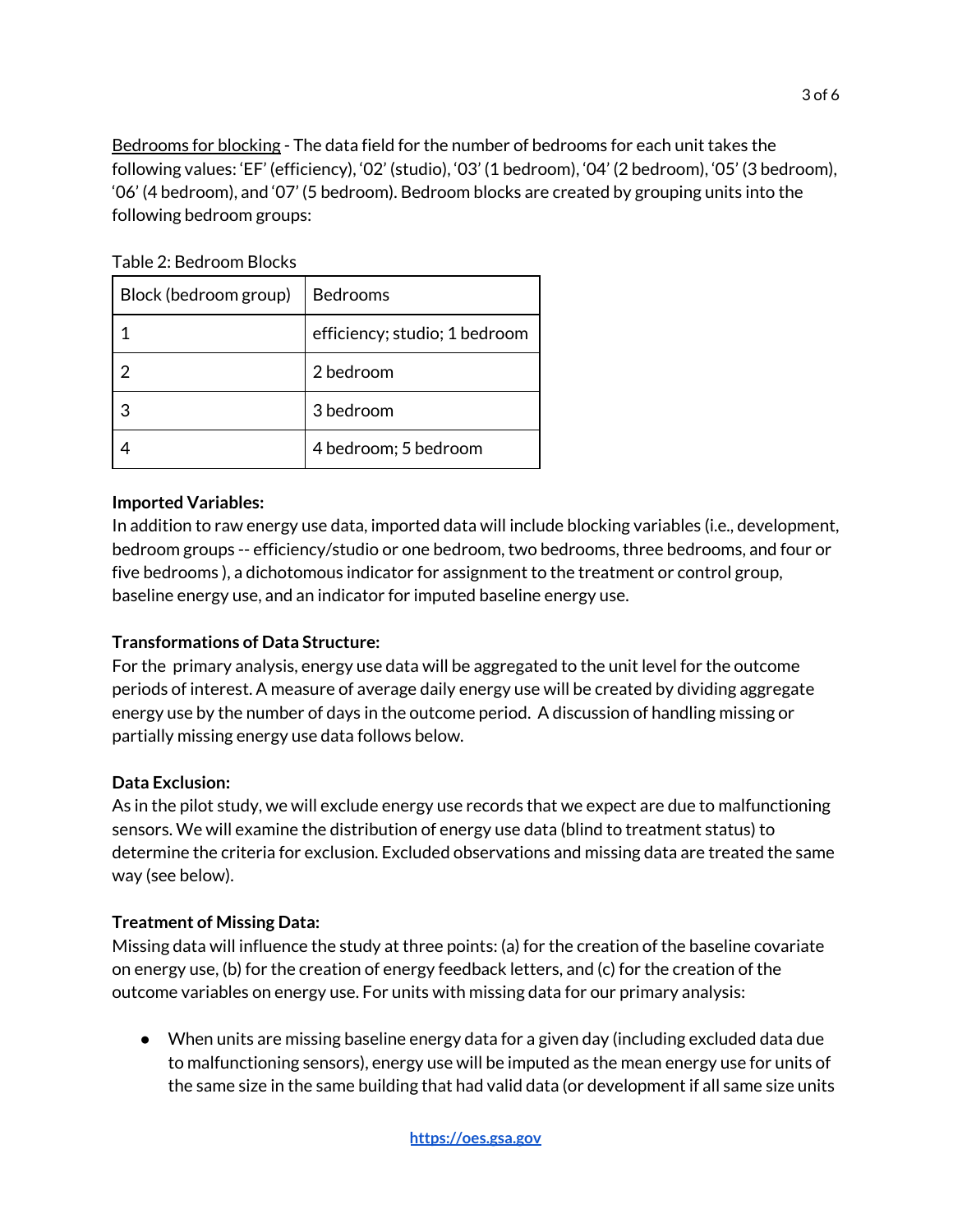<u>Bedrooms for blocking</u> - The data field for the number of bedrooms for each unit takes the following values: 'EF' (efficiency), '02' (studio), '03' (1 bedroom), '04' (2 bedroom), '05' (3 bedroom), '06' (4 bedroom), and '07' (5 bedroom). Bedroom blocks are created by grouping units into the following bedroom groups:

Table 2: Bedroom Blocks

| Block (bedroom group) | Bedrooms |
| --- | --- |
| 1 | efficiency; studio; 1 bedroom |
| 2 | 2 bedroom |
| 3 | 3 bedroom |
| 4 | 4 bedroom; 5 bedroom |

**Imported Variables:**
In addition to raw energy use data, imported data will include blocking variables (i.e., development, bedroom groups -- efficiency/studio or one bedroom, two bedrooms, three bedrooms, and four or five bedrooms ), a dichotomous indicator for assignment to the treatment or control group, baseline energy use, and an indicator for imputed baseline energy use.

**Transformations of Data Structure:**
For the primary analysis, energy use data will be aggregated to the unit level for the outcome periods of interest. A measure of average daily energy use will be created by dividing aggregate energy use by the number of days in the outcome period. A discussion of handling missing or partially missing energy use data follows below.

**Data Exclusion:**
As in the pilot study, we will exclude energy use records that we expect are due to malfunctioning sensors. We will examine the distribution of energy use data (blind to treatment status) to determine the criteria for exclusion. Excluded observations and missing data are treated the same way (see below).

**Treatment of Missing Data:**
Missing data will influence the study at three points: (a) for the creation of the baseline covariate on energy use, (b) for the creation of energy feedback letters, and (c) for the creation of the outcome variables on energy use. For units with missing data for our primary analysis:

- When units are missing baseline energy data for a given day (including excluded data due to malfunctioning sensors), energy use will be imputed as the mean energy use for units of the same size in the same building that had valid data (or development if all same size units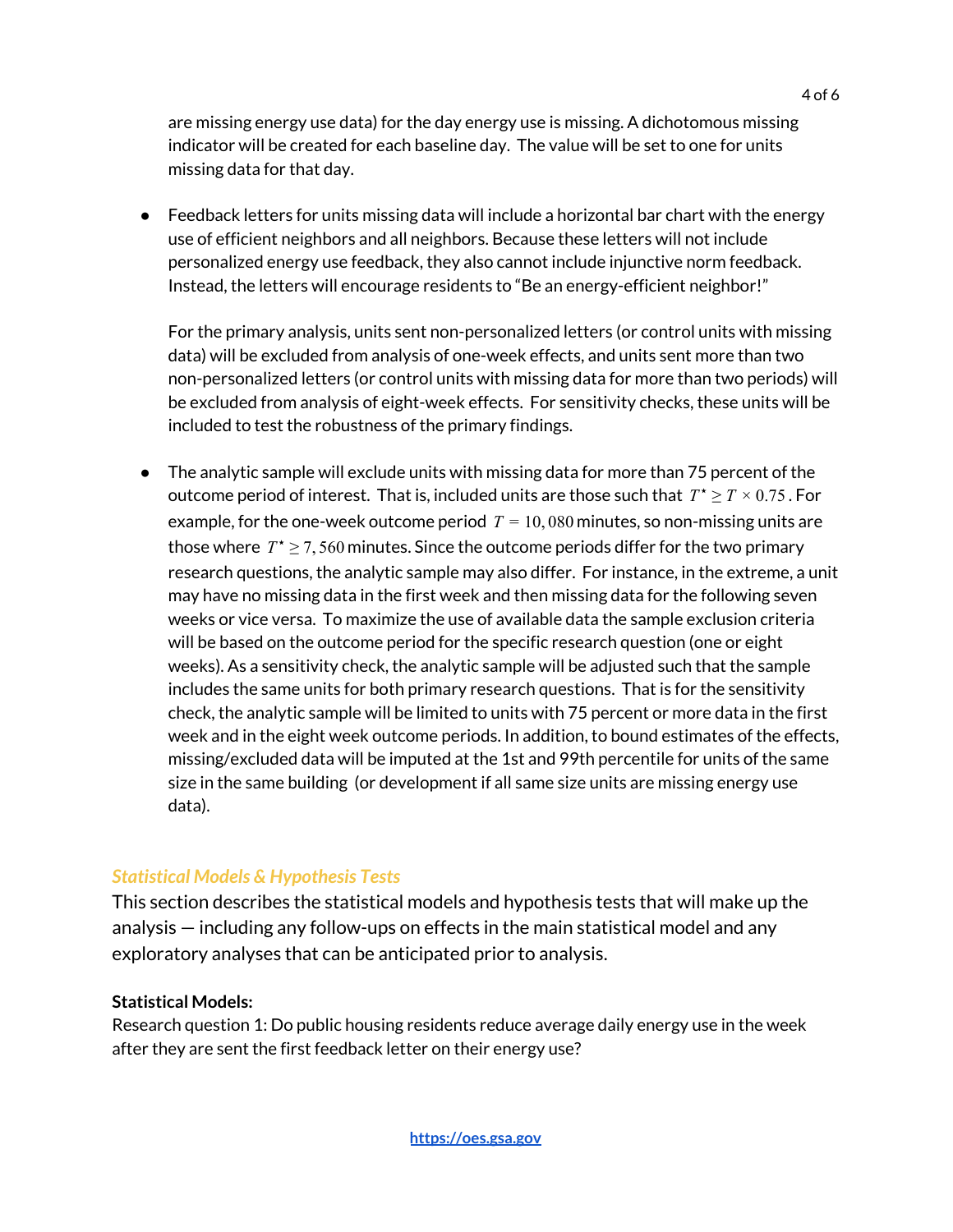are missing energy use data) for the day energy use is missing. A dichotomous missing indicator will be created for each baseline day. The value will be set to one for units missing data for that day.

- Feedback letters for units missing data will include a horizontal bar chart with the energy use of efficient neighbors and all neighbors. Because these letters will not include personalized energy use feedback, they also cannot include injunctive norm feedback. Instead, the letters will encourage residents to "Be an energy-efficient neighbor!"

  For the primary analysis, units sent non-personalized letters (or control units with missing data) will be excluded from analysis of one-week effects, and units sent more than two non-personalized letters (or control units with missing data for more than two periods) will be excluded from analysis of eight-week effects. For sensitivity checks, these units will be included to test the robustness of the primary findings.

- The analytic sample will exclude units with missing data for more than 75 percent of the outcome period of interest. That is, included units are those such that $T^{\star} \geq T \times 0.75$. For example, for the one-week outcome period $T = 10,080$ minutes, so non-missing units are those where $T^{\star} \geq 7,560$ minutes. Since the outcome periods differ for the two primary research questions, the analytic sample may also differ. For instance, in the extreme, a unit may have no missing data in the first week and then missing data for the following seven weeks or vice versa. To maximize the use of available data the sample exclusion criteria will be based on the outcome period for the specific research question (one or eight weeks). As a sensitivity check, the analytic sample will be adjusted such that the sample includes the same units for both primary research questions. That is for the sensitivity check, the analytic sample will be limited to units with 75 percent or more data in the first week and in the eight week outcome periods. In addition, to bound estimates of the effects, missing/excluded data will be imputed at the 1st and 99th percentile for units of the same size in the same building (or development if all same size units are missing energy use data).

## *Statistical Models & Hypothesis Tests*

This section describes the statistical models and hypothesis tests that will make up the analysis — including any follow-ups on effects in the main statistical model and any exploratory analyses that can be anticipated prior to analysis.

**Statistical Models:**

Research question 1: Do public housing residents reduce average daily energy use in the week after they are sent the first feedback letter on their energy use?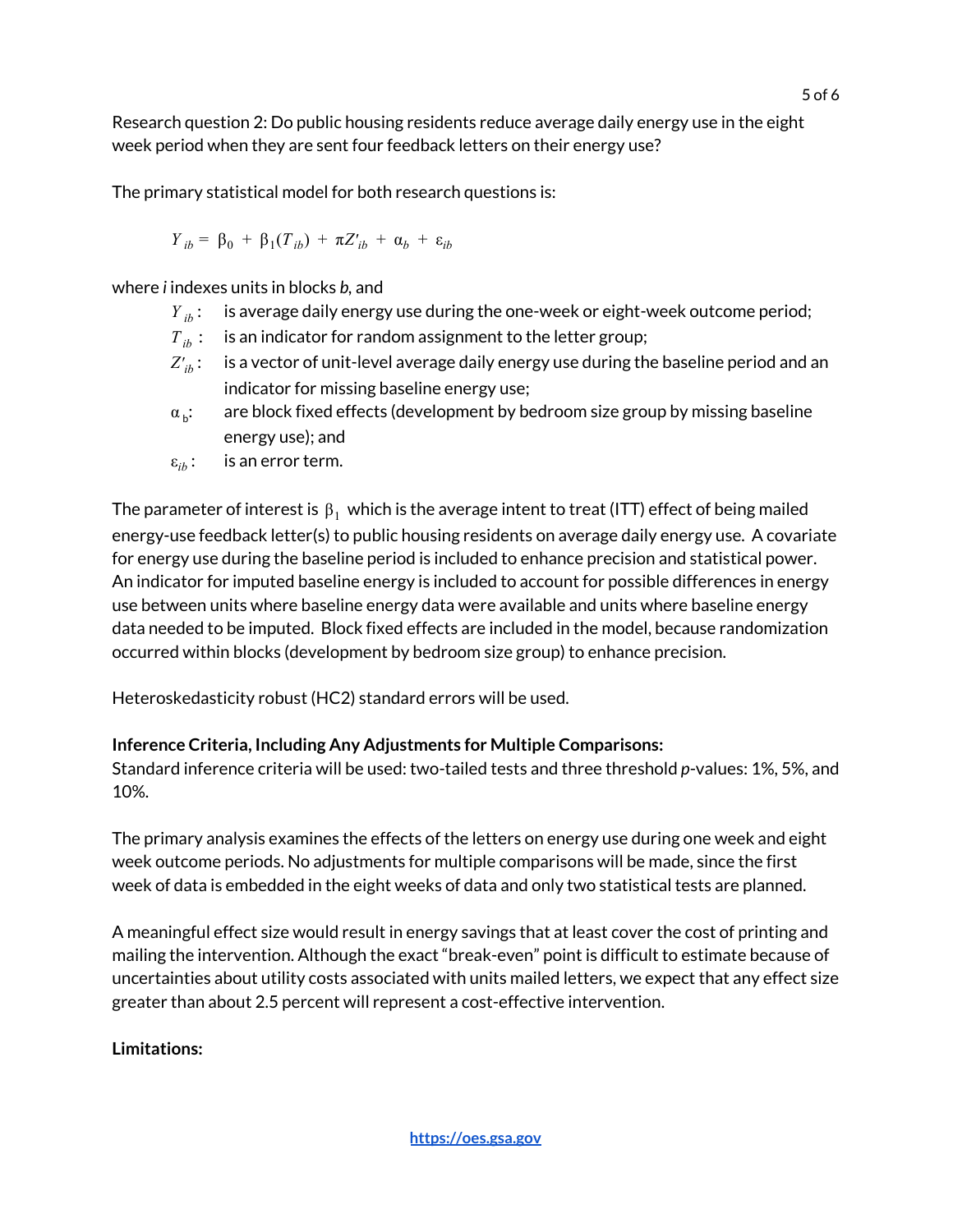Research question 2: Do public housing residents reduce average daily energy use in the eight week period when they are sent four feedback letters on their energy use?

The primary statistical model for both research questions is:

$$Y_{ib} = \beta_0 + \beta_1(T_{ib}) + \pi Z'_{ib} + \alpha_b + \varepsilon_{ib}$$

where *i* indexes units in blocks *b*, and

- $Y_{ib}$: is average daily energy use during the one-week or eight-week outcome period;
- $T_{ib}$: is an indicator for random assignment to the letter group;
- $Z'_{ib}$: is a vector of unit-level average daily energy use during the baseline period and an indicator for missing baseline energy use;
- $\alpha_b$: are block fixed effects (development by bedroom size group by missing baseline energy use); and
- $\varepsilon_{ib}$: is an error term.

The parameter of interest is $\beta_1$ which is the average intent to treat (ITT) effect of being mailed energy-use feedback letter(s) to public housing residents on average daily energy use. A covariate for energy use during the baseline period is included to enhance precision and statistical power. An indicator for imputed baseline energy is included to account for possible differences in energy use between units where baseline energy data were available and units where baseline energy data needed to be imputed. Block fixed effects are included in the model, because randomization occurred within blocks (development by bedroom size group) to enhance precision.

Heteroskedasticity robust (HC2) standard errors will be used.

**Inference Criteria, Including Any Adjustments for Multiple Comparisons:**
Standard inference criteria will be used: two-tailed tests and three threshold *p*-values: 1%, 5%, and 10%.

The primary analysis examines the effects of the letters on energy use during one week and eight week outcome periods. No adjustments for multiple comparisons will be made, since the first week of data is embedded in the eight weeks of data and only two statistical tests are planned.

A meaningful effect size would result in energy savings that at least cover the cost of printing and mailing the intervention. Although the exact "break-even" point is difficult to estimate because of uncertainties about utility costs associated with units mailed letters, we expect that any effect size greater than about 2.5 percent will represent a cost-effective intervention.

**Limitations:**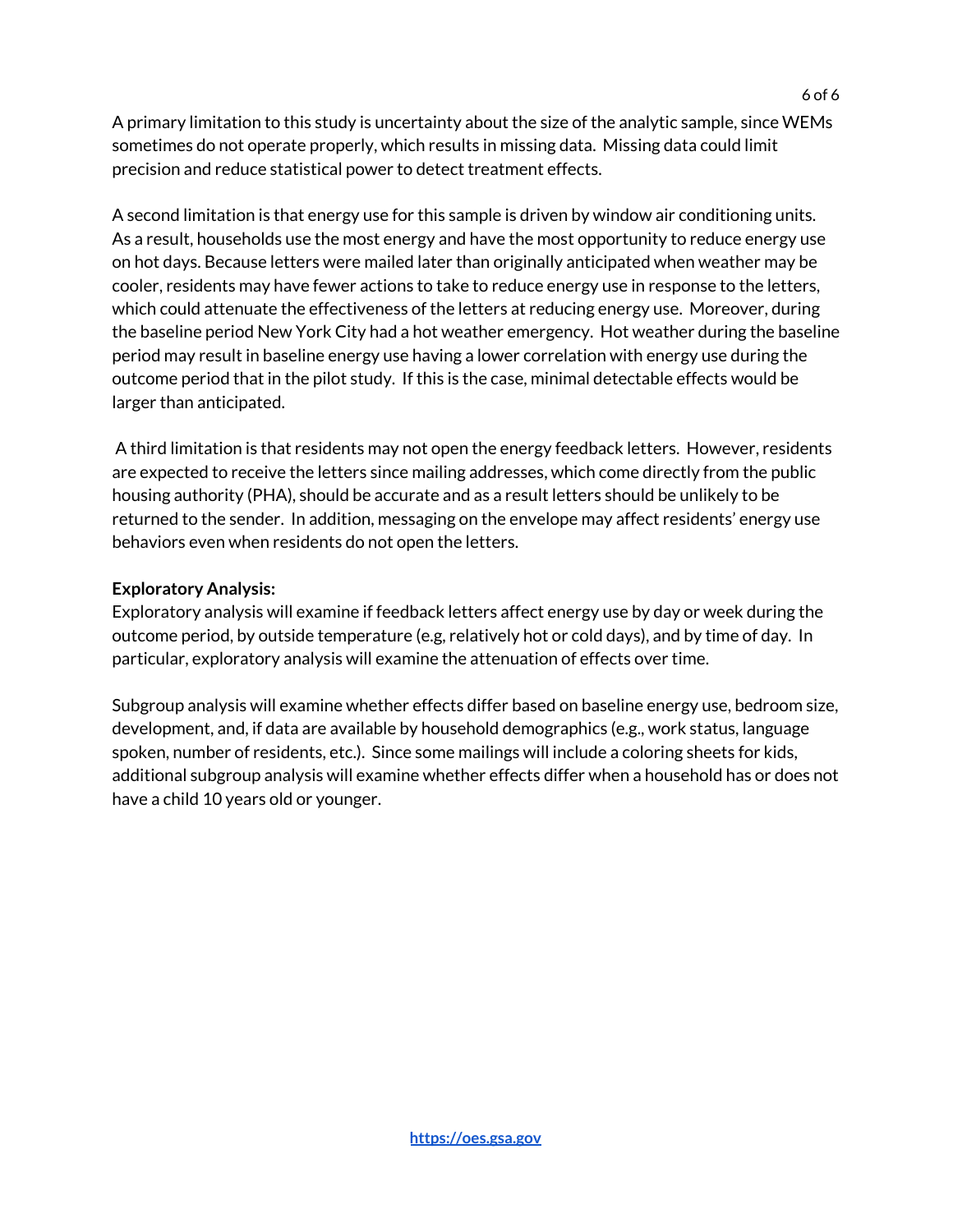A primary limitation to this study is uncertainty about the size of the analytic sample, since WEMs sometimes do not operate properly, which results in missing data. Missing data could limit precision and reduce statistical power to detect treatment effects.

A second limitation is that energy use for this sample is driven by window air conditioning units. As a result, households use the most energy and have the most opportunity to reduce energy use on hot days. Because letters were mailed later than originally anticipated when weather may be cooler, residents may have fewer actions to take to reduce energy use in response to the letters, which could attenuate the effectiveness of the letters at reducing energy use. Moreover, during the baseline period New York City had a hot weather emergency. Hot weather during the baseline period may result in baseline energy use having a lower correlation with energy use during the outcome period that in the pilot study. If this is the case, minimal detectable effects would be larger than anticipated.

A third limitation is that residents may not open the energy feedback letters. However, residents are expected to receive the letters since mailing addresses, which come directly from the public housing authority (PHA), should be accurate and as a result letters should be unlikely to be returned to the sender. In addition, messaging on the envelope may affect residents' energy use behaviors even when residents do not open the letters.

**Exploratory Analysis:**
Exploratory analysis will examine if feedback letters affect energy use by day or week during the outcome period, by outside temperature (e.g, relatively hot or cold days), and by time of day. In particular, exploratory analysis will examine the attenuation of effects over time.

Subgroup analysis will examine whether effects differ based on baseline energy use, bedroom size, development, and, if data are available by household demographics (e.g., work status, language spoken, number of residents, etc.). Since some mailings will include a coloring sheets for kids, additional subgroup analysis will examine whether effects differ when a household has or does not have a child 10 years old or younger.